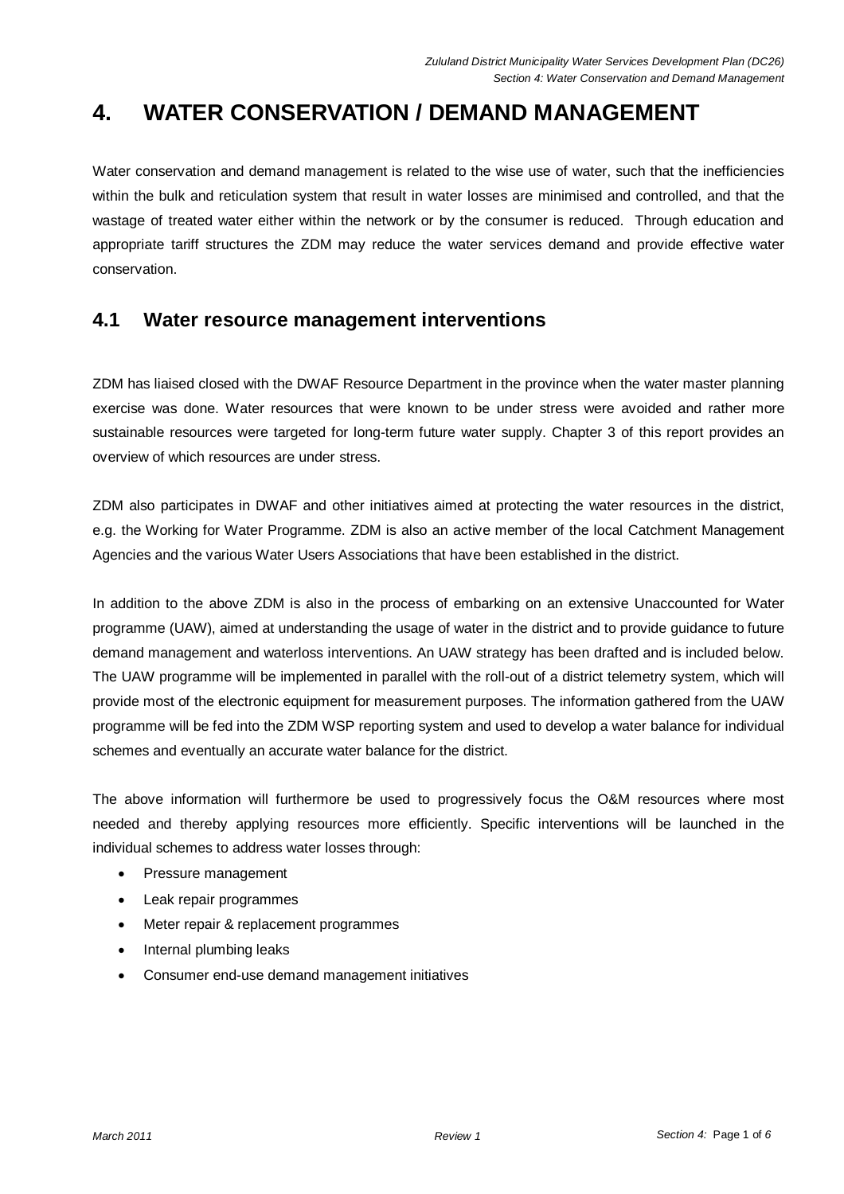# 4. WATER CONSERVATION / DEMAND MANAGEMENT

Water conservation and demand management is related to the wise use of water, such that the inefficiencies within the bulk and reticulation system that result in water losses are minimised and controlled, and that the wastage of treated water either within the network or by the consumer is reduced. Through education and appropriate tariff structures the ZDM may reduce the water services demand and provide effective water conservation.

## 4.1 Water resource management interventions

ZDM has liaised closed with the DWAF Resource Department in the province when the water master planning exercise was done. Water resources that were known to be under stress were avoided and rather more sustainable resources were targeted for long-term future water supply. Chapter 3 of this report provides an overview of which resources are under stress.

ZDM also participates in DWAF and other initiatives aimed at protecting the water resources in the district, e.g. the Working for Water Programme. ZDM is also an active member of the local Catchment Management Agencies and the various Water Users Associations that have been established in the district.

In addition to the above ZDM is also in the process of embarking on an extensive Unaccounted for Water programme (UAW), aimed at understanding the usage of water in the district and to provide guidance to future demand management and waterloss interventions. An UAW strategy has been drafted and is included below. The UAW programme will be implemented in parallel with the roll-out of a district telemetry system, which will provide most of the electronic equipment for measurement purposes. The information gathered from the UAW programme will be fed into the ZDM WSP reporting system and used to develop a water balance for individual schemes and eventually an accurate water balance for the district.

The above information will furthermore be used to progressively focus the O&M resources where most needed and thereby applying resources more efficiently. Specific interventions will be launched in the individual schemes to address water losses through:

- Pressure management
- Leak repair programmes
- Meter repair & replacement programmes
- Internal plumbing leaks
- Consumer end-use demand management initiatives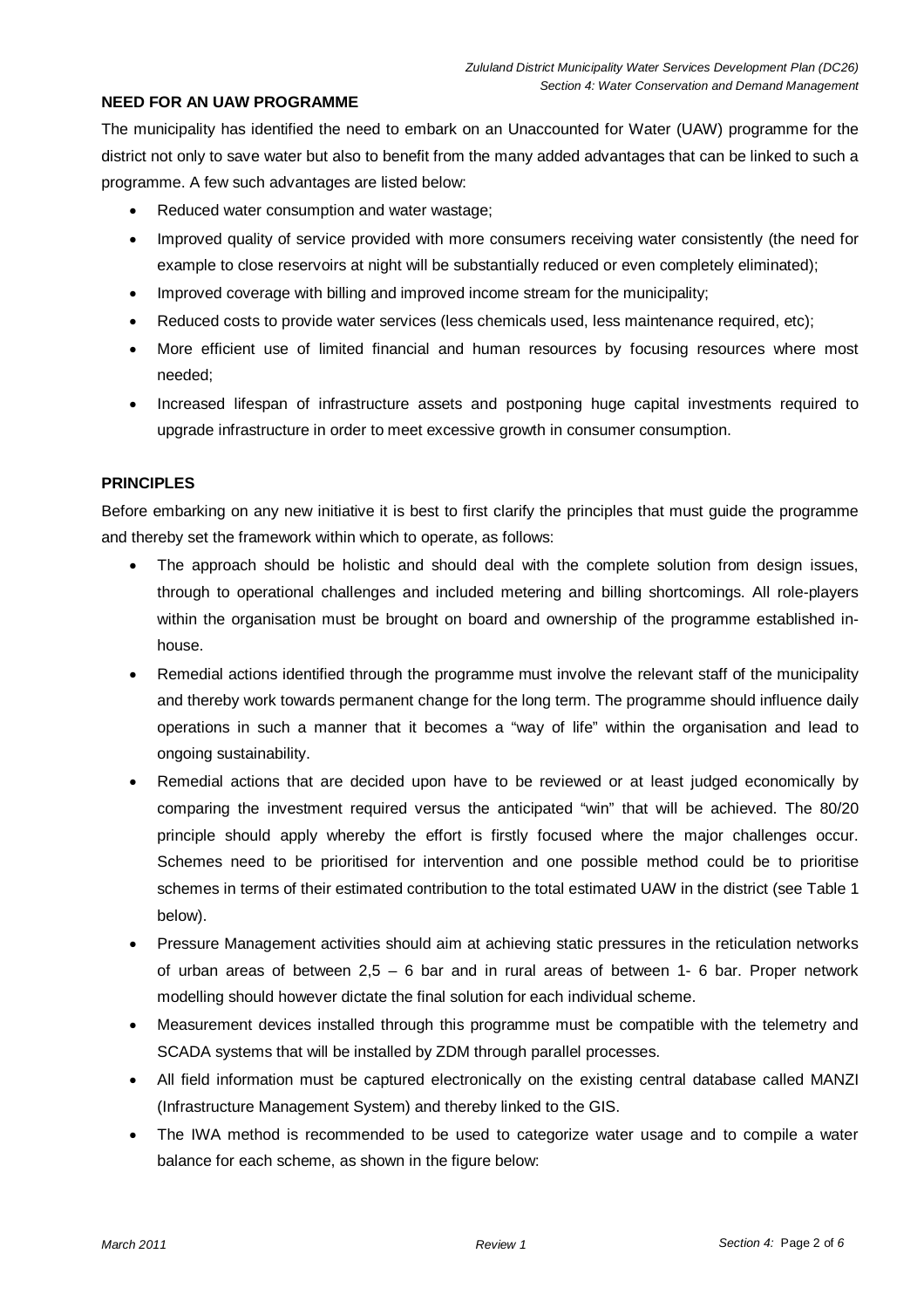**NEED FOR AN UAW PROGRAMME**

The municipality has identified the need to embark on an Unaccounted for Water (UAW) programme for the district not only to save water but also to benefit from the many added advantages that can be linked to such a programme. A few such advantages are listed below:

- Reduced water consumption and water wastage;
- Improved quality of service provided with more consumers receiving water consistently (the need for example to close reservoirs at night will be substantially reduced or even completely eliminated);
- Improved coverage with billing and improved income stream for the municipality;
- Reduced costs to provide water services (less chemicals used, less maintenance required, etc);
- More efficient use of limited financial and human resources by focusing resources where most needed;
- Increased lifespan of infrastructure assets and postponing huge capital investments required to upgrade infrastructure in order to meet excessive growth in consumer consumption.

**PRINCIPLES**

Before embarking on any new initiative it is best to first clarify the principles that must guide the programme and thereby set the framework within which to operate, as follows:

- The approach should be holistic and should deal with the complete solution from design issues, through to operational challenges and included metering and billing shortcomings. All role-players within the organisation must be brought on board and ownership of the programme established in-house.
- Remedial actions identified through the programme must involve the relevant staff of the municipality and thereby work towards permanent change for the long term. The programme should influence daily operations in such a manner that it becomes a "way of life" within the organisation and lead to ongoing sustainability.
- Remedial actions that are decided upon have to be reviewed or at least judged economically by comparing the investment required versus the anticipated "win" that will be achieved. The 80/20 principle should apply whereby the effort is firstly focused where the major challenges occur. Schemes need to be prioritised for intervention and one possible method could be to prioritise schemes in terms of their estimated contribution to the total estimated UAW in the district (see Table 1 below).
- Pressure Management activities should aim at achieving static pressures in the reticulation networks of urban areas of between 2,5 – 6 bar and in rural areas of between 1- 6 bar. Proper network modelling should however dictate the final solution for each individual scheme.
- Measurement devices installed through this programme must be compatible with the telemetry and SCADA systems that will be installed by ZDM through parallel processes.
- All field information must be captured electronically on the existing central database called MANZI (Infrastructure Management System) and thereby linked to the GIS.
- The IWA method is recommended to be used to categorize water usage and to compile a water balance for each scheme, as shown in the figure below: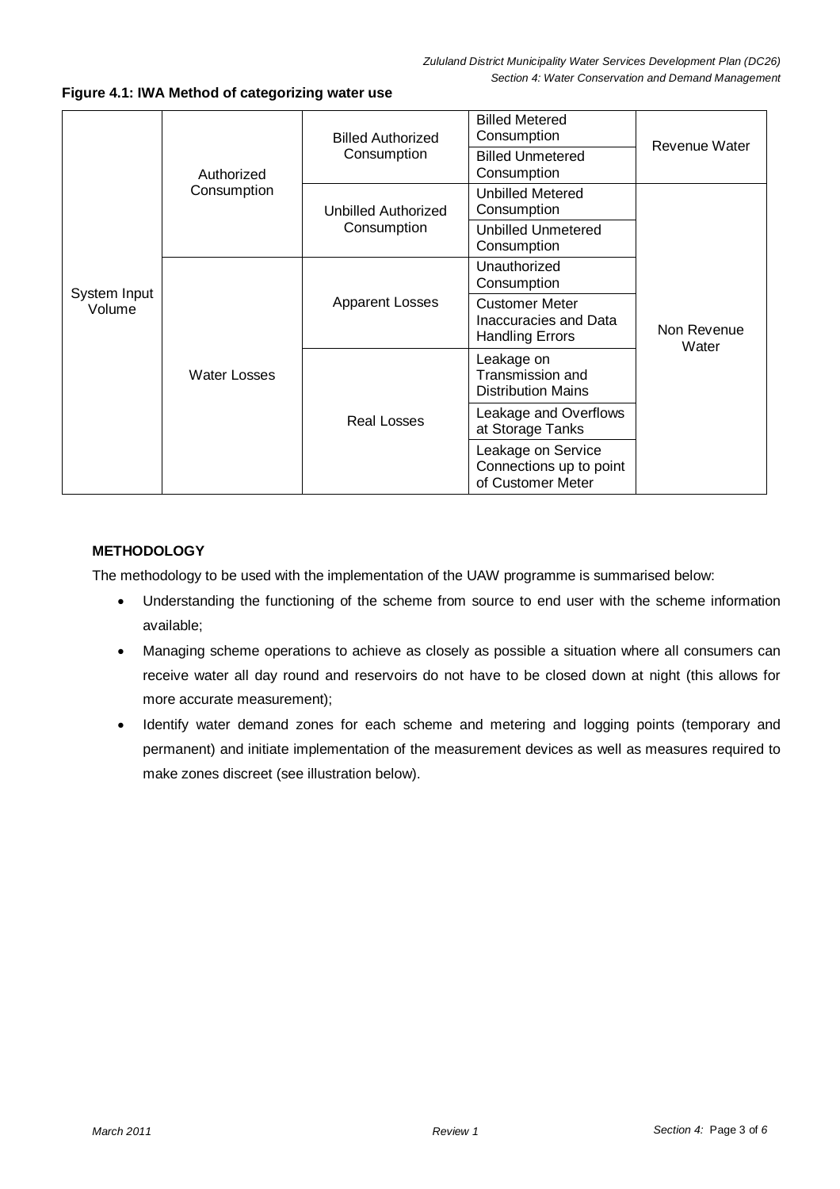**Figure 4.1: IWA Method of categorizing water use**

| | | | | |
|---|---|---|---|---|
| System Input Volume | Authorized Consumption | Billed Authorized Consumption | Billed Metered Consumption | Revenue Water |
| | | | Billed Unmetered Consumption | |
| | | Unbilled Authorized Consumption | Unbilled Metered Consumption | Non Revenue Water |
| | | | Unbilled Unmetered Consumption | |
| | Water Losses | Apparent Losses | Unauthorized Consumption | |
| | | | Customer Meter Inaccuracies and Data Handling Errors | |
| | | Real Losses | Leakage on Transmission and Distribution Mains | |
| | | | Leakage and Overflows at Storage Tanks | |
| | | | Leakage on Service Connections up to point of Customer Meter | |

**METHODOLOGY**

The methodology to be used with the implementation of the UAW programme is summarised below:

- Understanding the functioning of the scheme from source to end user with the scheme information available;
- Managing scheme operations to achieve as closely as possible a situation where all consumers can receive water all day round and reservoirs do not have to be closed down at night (this allows for more accurate measurement);
- Identify water demand zones for each scheme and metering and logging points (temporary and permanent) and initiate implementation of the measurement devices as well as measures required to make zones discreet (see illustration below).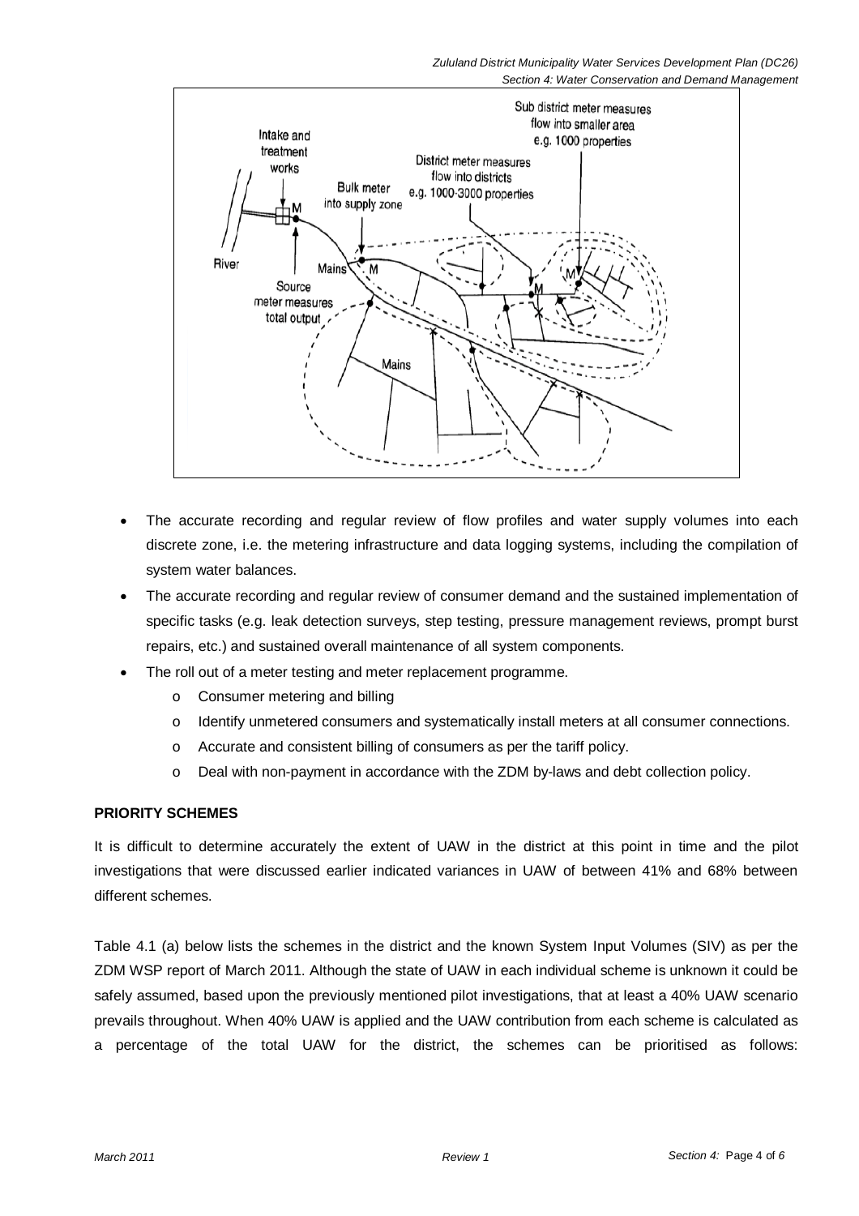- The accurate recording and regular review of flow profiles and water supply volumes into each discrete zone, i.e. the metering infrastructure and data logging systems, including the compilation of system water balances.
- The accurate recording and regular review of consumer demand and the sustained implementation of specific tasks (e.g. leak detection surveys, step testing, pressure management reviews, prompt burst repairs, etc.) and sustained overall maintenance of all system components.
- The roll out of a meter testing and meter replacement programme.
  - Consumer metering and billing
  - Identify unmetered consumers and systematically install meters at all consumer connections.
  - Accurate and consistent billing of consumers as per the tariff policy.
  - Deal with non-payment in accordance with the ZDM by-laws and debt collection policy.

**PRIORITY SCHEMES**

It is difficult to determine accurately the extent of UAW in the district at this point in time and the pilot investigations that were discussed earlier indicated variances in UAW of between 41% and 68% between different schemes.

Table 4.1 (a) below lists the schemes in the district and the known System Input Volumes (SIV) as per the ZDM WSP report of March 2011. Although the state of UAW in each individual scheme is unknown it could be safely assumed, based upon the previously mentioned pilot investigations, that at least a 40% UAW scenario prevails throughout. When 40% UAW is applied and the UAW contribution from each scheme is calculated as a percentage of the total UAW for the district, the schemes can be prioritised as follows: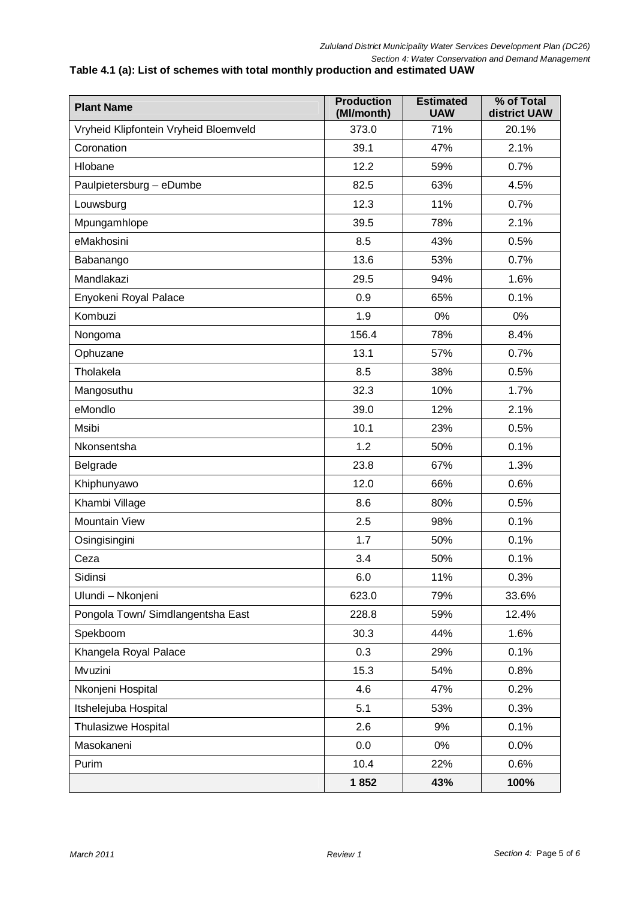**Table 4.1 (a): List of schemes with total monthly production and estimated UAW**

| Plant Name | Production (Ml/month) | Estimated UAW | % of Total district UAW |
|---|---|---|---|
| Vryheid Klipfontein Vryheid Bloemveld | 373.0 | 71% | 20.1% |
| Coronation | 39.1 | 47% | 2.1% |
| Hlobane | 12.2 | 59% | 0.7% |
| Paulpietersburg – eDumbe | 82.5 | 63% | 4.5% |
| Louwsburg | 12.3 | 11% | 0.7% |
| Mpungamhlope | 39.5 | 78% | 2.1% |
| eMakhosini | 8.5 | 43% | 0.5% |
| Babanango | 13.6 | 53% | 0.7% |
| Mandlakazi | 29.5 | 94% | 1.6% |
| Enyokeni Royal Palace | 0.9 | 65% | 0.1% |
| Kombuzi | 1.9 | 0% | 0% |
| Nongoma | 156.4 | 78% | 8.4% |
| Ophuzane | 13.1 | 57% | 0.7% |
| Tholakela | 8.5 | 38% | 0.5% |
| Mangosuthu | 32.3 | 10% | 1.7% |
| eMondlo | 39.0 | 12% | 2.1% |
| Msibi | 10.1 | 23% | 0.5% |
| Nkonsentsha | 1.2 | 50% | 0.1% |
| Belgrade | 23.8 | 67% | 1.3% |
| Khiphunyawo | 12.0 | 66% | 0.6% |
| Khambi Village | 8.6 | 80% | 0.5% |
| Mountain View | 2.5 | 98% | 0.1% |
| Osingisingini | 1.7 | 50% | 0.1% |
| Ceza | 3.4 | 50% | 0.1% |
| Sidinsi | 6.0 | 11% | 0.3% |
| Ulundi – Nkonjeni | 623.0 | 79% | 33.6% |
| Pongola Town/ Simdlangentsha East | 228.8 | 59% | 12.4% |
| Spekboom | 30.3 | 44% | 1.6% |
| Khangela Royal Palace | 0.3 | 29% | 0.1% |
| Mvuzini | 15.3 | 54% | 0.8% |
| Nkonjeni Hospital | 4.6 | 47% | 0.2% |
| Itshelejuba Hospital | 5.1 | 53% | 0.3% |
| Thulasizwe Hospital | 2.6 | 9% | 0.1% |
| Masokaneni | 0.0 | 0% | 0.0% |
| Purim | 10.4 | 22% | 0.6% |
| | **1 852** | **43%** | **100%** |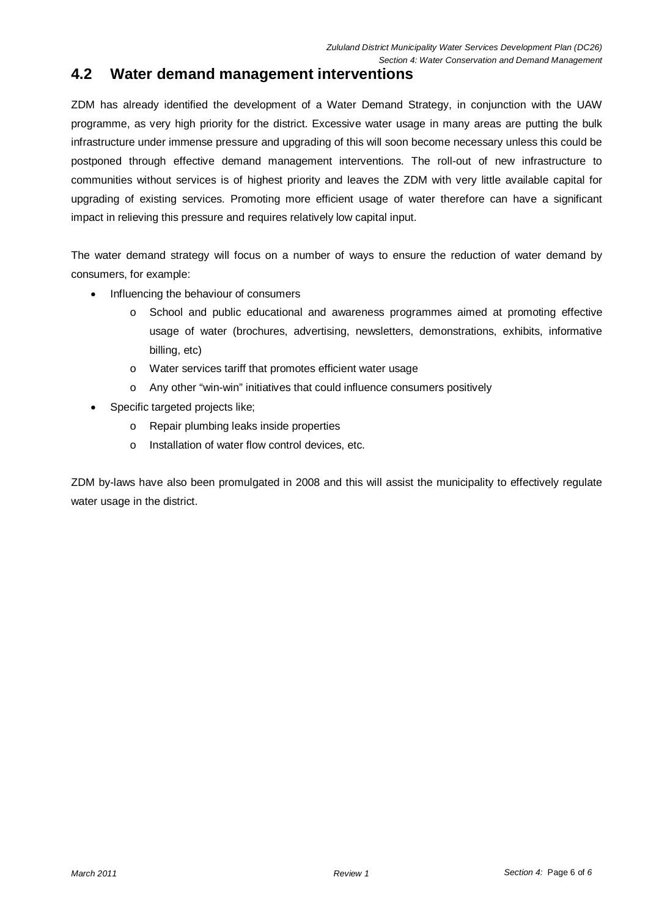## 4.2 Water demand management interventions

ZDM has already identified the development of a Water Demand Strategy, in conjunction with the UAW programme, as very high priority for the district. Excessive water usage in many areas are putting the bulk infrastructure under immense pressure and upgrading of this will soon become necessary unless this could be postponed through effective demand management interventions. The roll-out of new infrastructure to communities without services is of highest priority and leaves the ZDM with very little available capital for upgrading of existing services. Promoting more efficient usage of water therefore can have a significant impact in relieving this pressure and requires relatively low capital input.

The water demand strategy will focus on a number of ways to ensure the reduction of water demand by consumers, for example:

- Influencing the behaviour of consumers
  - School and public educational and awareness programmes aimed at promoting effective usage of water (brochures, advertising, newsletters, demonstrations, exhibits, informative billing, etc)
  - Water services tariff that promotes efficient water usage
  - Any other "win-win" initiatives that could influence consumers positively
- Specific targeted projects like;
  - Repair plumbing leaks inside properties
  - Installation of water flow control devices, etc.

ZDM by-laws have also been promulgated in 2008 and this will assist the municipality to effectively regulate water usage in the district.